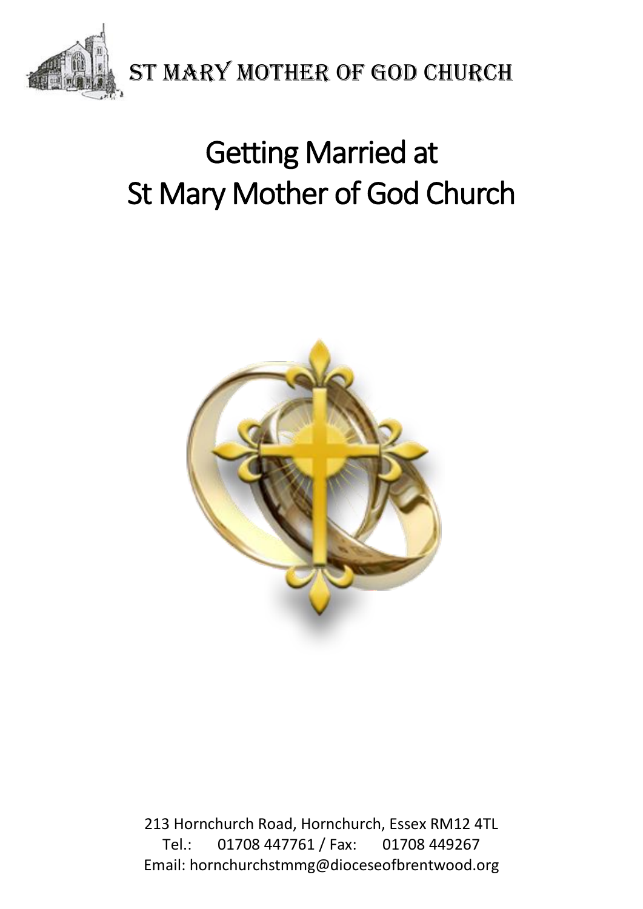St Mary Mother of God Church

# Getting Married at St Mary Mother of God Church

213 Hornchurch Road, Hornchurch, Essex RM12 4TL
Tel.: 01708 447761 / Fax: 01708 449267
Email: hornchurchstmmg@dioceseofbrentwood.org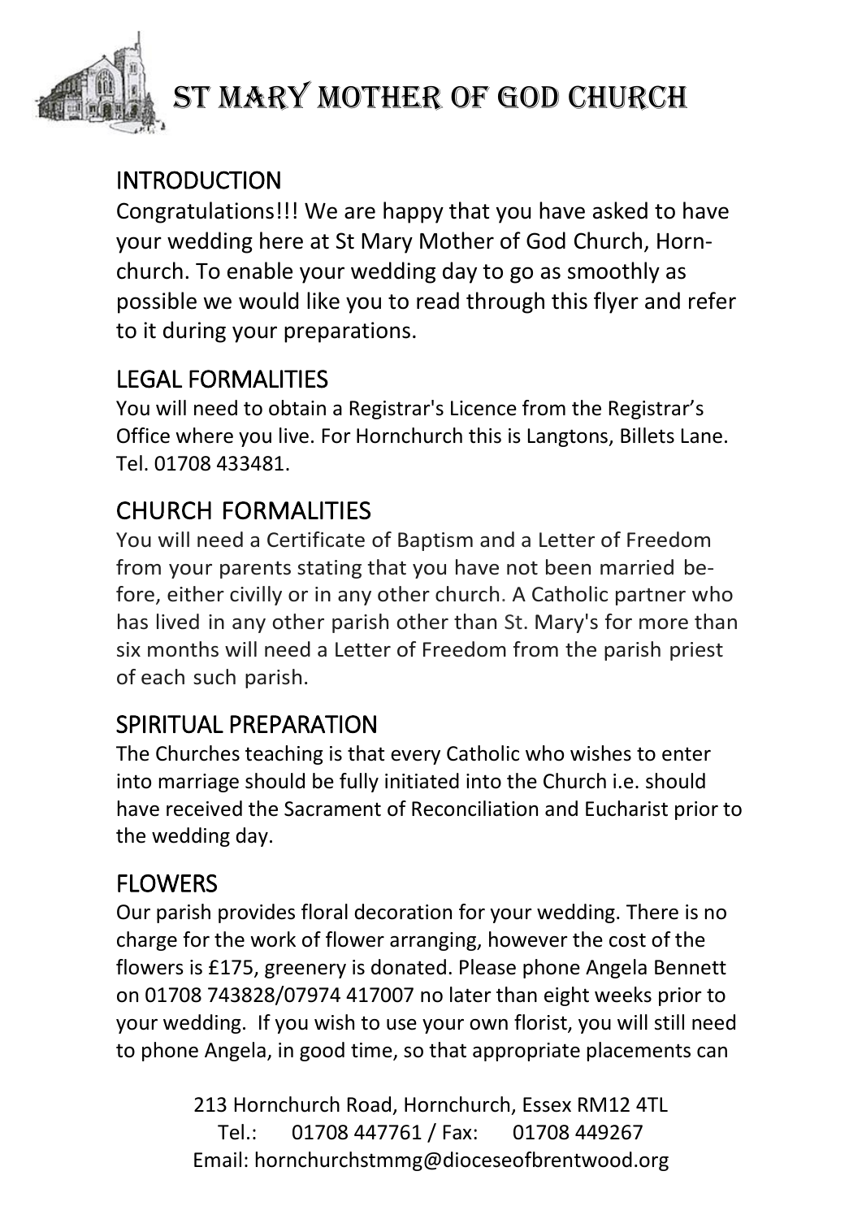# ST MARY MOTHER OF GOD CHURCH

## INTRODUCTION

Congratulations!!! We are happy that you have asked to have your wedding here at St Mary Mother of God Church, Hornchurch. To enable your wedding day to go as smoothly as possible we would like you to read through this flyer and refer to it during your preparations.

## LEGAL FORMALITIES

You will need to obtain a Registrar's Licence from the Registrar's Office where you live. For Hornchurch this is Langtons, Billets Lane. Tel. 01708 433481.

## CHURCH FORMALITIES

You will need a Certificate of Baptism and a Letter of Freedom from your parents stating that you have not been married before, either civilly or in any other church. A Catholic partner who has lived in any other parish other than St. Mary's for more than six months will need a Letter of Freedom from the parish priest of each such parish.

## SPIRITUAL PREPARATION

The Churches teaching is that every Catholic who wishes to enter into marriage should be fully initiated into the Church i.e. should have received the Sacrament of Reconciliation and Eucharist prior to the wedding day.

## FLOWERS

Our parish provides floral decoration for your wedding. There is no charge for the work of flower arranging, however the cost of the flowers is £175, greenery is donated. Please phone Angela Bennett on 01708 743828/07974 417007 no later than eight weeks prior to your wedding. If you wish to use your own florist, you will still need to phone Angela, in good time, so that appropriate placements can

213 Hornchurch Road, Hornchurch, Essex RM12 4TL
Tel.: 01708 447761 / Fax: 01708 449267
Email: hornchurchstmmg@dioceseofbrentwood.org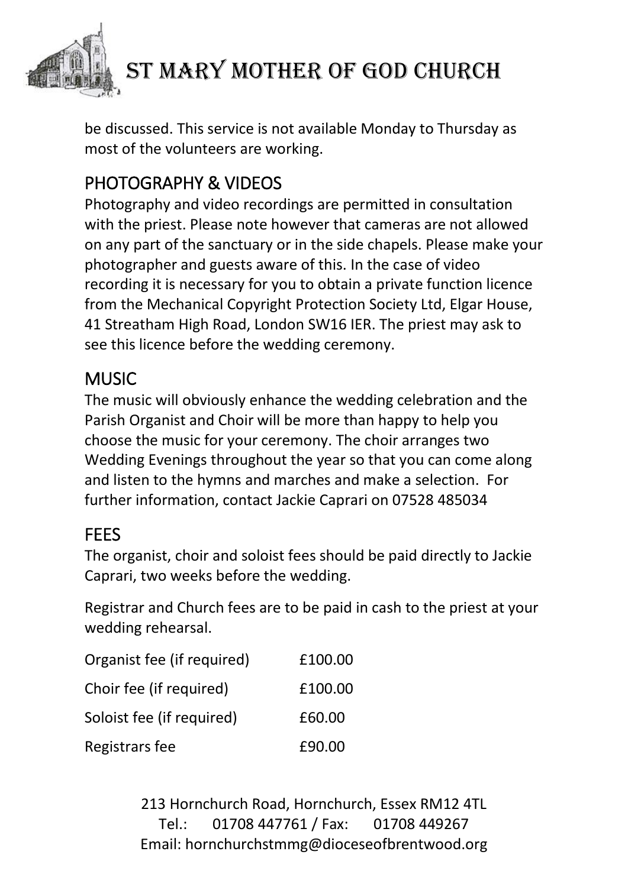be discussed. This service is not available Monday to Thursday as most of the volunteers are working.

## PHOTOGRAPHY & VIDEOS

Photography and video recordings are permitted in consultation with the priest. Please note however that cameras are not allowed on any part of the sanctuary or in the side chapels. Please make your photographer and guests aware of this. In the case of video recording it is necessary for you to obtain a private function licence from the Mechanical Copyright Protection Society Ltd, Elgar House, 41 Streatham High Road, London SW16 IER. The priest may ask to see this licence before the wedding ceremony.

## MUSIC

The music will obviously enhance the wedding celebration and the Parish Organist and Choir will be more than happy to help you choose the music for your ceremony. The choir arranges two Wedding Evenings throughout the year so that you can come along and listen to the hymns and marches and make a selection. For further information, contact Jackie Caprari on 07528 485034

## FEES

The organist, choir and soloist fees should be paid directly to Jackie Caprari, two weeks before the wedding.

Registrar and Church fees are to be paid in cash to the priest at your wedding rehearsal.

| | |
|---|---|
| Organist fee (if required) | £100.00 |
| Choir fee (if required) | £100.00 |
| Soloist fee (if required) | £60.00 |
| Registrars fee | £90.00 |

213 Hornchurch Road, Hornchurch, Essex RM12 4TL
Tel.: 01708 447761 / Fax: 01708 449267
Email: hornchurchstmmg@dioceseofbrentwood.org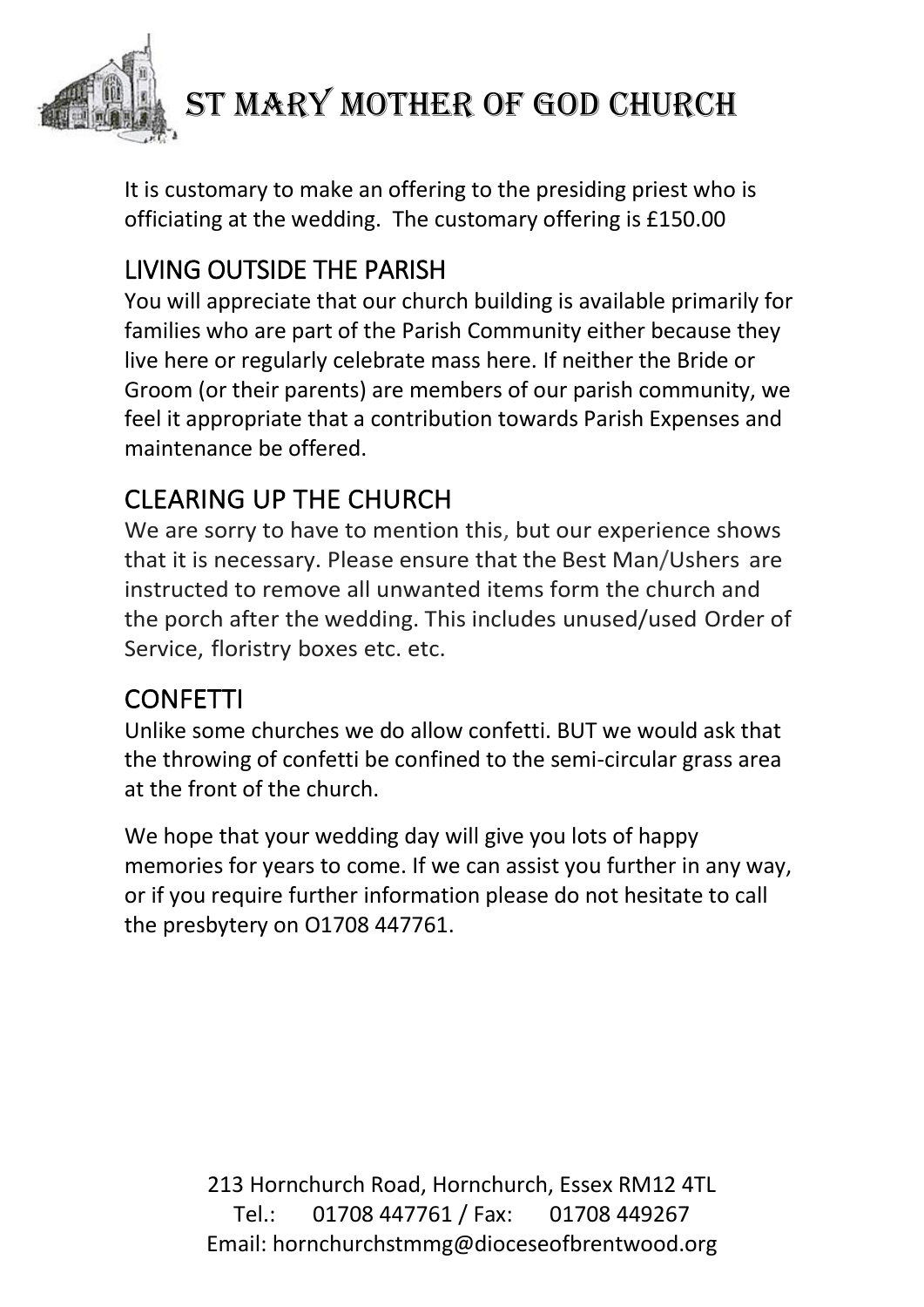It is customary to make an offering to the presiding priest who is officiating at the wedding. The customary offering is £150.00

## LIVING OUTSIDE THE PARISH

You will appreciate that our church building is available primarily for families who are part of the Parish Community either because they live here or regularly celebrate mass here. If neither the Bride or Groom (or their parents) are members of our parish community, we feel it appropriate that a contribution towards Parish Expenses and maintenance be offered.

## CLEARING UP THE CHURCH

We are sorry to have to mention this, but our experience shows that it is necessary. Please ensure that the Best Man/Ushers are instructed to remove all unwanted items form the church and the porch after the wedding. This includes unused/used Order of Service, floristry boxes etc. etc.

## CONFETTI

Unlike some churches we do allow confetti. BUT we would ask that the throwing of confetti be confined to the semi-circular grass area at the front of the church.

We hope that your wedding day will give you lots of happy memories for years to come. If we can assist you further in any way, or if you require further information please do not hesitate to call the presbytery on O1708 447761.